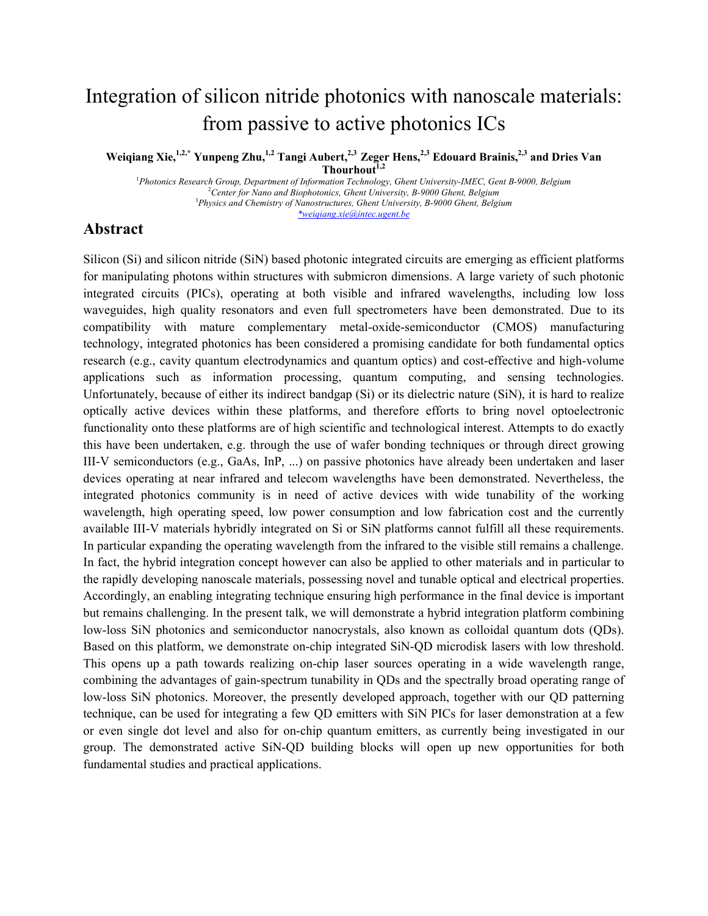# Integration of silicon nitride photonics with nanoscale materials: from passive to active photonics ICs

**Weiqiang Xie,[1,2,*] Yunpeng Zhu,[1,2] Tangi Aubert,[2,3] Zeger Hens,[2,3] Edouard Brainis,[2,3] and Dries Van Thourhout[1,2]**

[1]*Photonics Research Group, Department of Information Technology, Ghent University-IMEC, Gent B-9000, Belgium*
[2]*Center for Nano and Biophotonics, Ghent University, B-9000 Ghent, Belgium*
[3]*Physics and Chemistry of Nanostructures, Ghent University, B-9000 Ghent, Belgium*
*[*weiqiang.xie@intec.ugent.be](mailto:weiqiang.xie@intec.ugent.be)*

## Abstract

Silicon (Si) and silicon nitride (SiN) based photonic integrated circuits are emerging as efficient platforms for manipulating photons within structures with submicron dimensions. A large variety of such photonic integrated circuits (PICs), operating at both visible and infrared wavelengths, including low loss waveguides, high quality resonators and even full spectrometers have been demonstrated. Due to its compatibility with mature complementary metal-oxide-semiconductor (CMOS) manufacturing technology, integrated photonics has been considered a promising candidate for both fundamental optics research (e.g., cavity quantum electrodynamics and quantum optics) and cost-effective and high-volume applications such as information processing, quantum computing, and sensing technologies. Unfortunately, because of either its indirect bandgap (Si) or its dielectric nature (SiN), it is hard to realize optically active devices within these platforms, and therefore efforts to bring novel optoelectronic functionality onto these platforms are of high scientific and technological interest. Attempts to do exactly this have been undertaken, e.g. through the use of wafer bonding techniques or through direct growing III-V semiconductors (e.g., GaAs, InP, ...) on passive photonics have already been undertaken and laser devices operating at near infrared and telecom wavelengths have been demonstrated. Nevertheless, the integrated photonics community is in need of active devices with wide tunability of the working wavelength, high operating speed, low power consumption and low fabrication cost and the currently available III-V materials hybridly integrated on Si or SiN platforms cannot fulfill all these requirements. In particular expanding the operating wavelength from the infrared to the visible still remains a challenge. In fact, the hybrid integration concept however can also be applied to other materials and in particular to the rapidly developing nanoscale materials, possessing novel and tunable optical and electrical properties. Accordingly, an enabling integrating technique ensuring high performance in the final device is important but remains challenging. In the present talk, we will demonstrate a hybrid integration platform combining low-loss SiN photonics and semiconductor nanocrystals, also known as colloidal quantum dots (QDs). Based on this platform, we demonstrate on-chip integrated SiN-QD microdisk lasers with low threshold. This opens up a path towards realizing on-chip laser sources operating in a wide wavelength range, combining the advantages of gain-spectrum tunability in QDs and the spectrally broad operating range of low-loss SiN photonics. Moreover, the presently developed approach, together with our QD patterning technique, can be used for integrating a few QD emitters with SiN PICs for laser demonstration at a few or even single dot level and also for on-chip quantum emitters, as currently being investigated in our group. The demonstrated active SiN-QD building blocks will open up new opportunities for both fundamental studies and practical applications.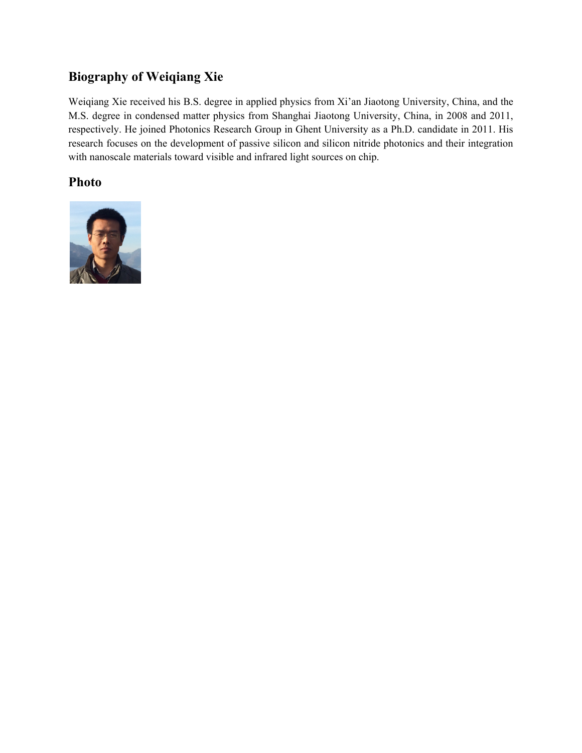## Biography of Weiqiang Xie

Weiqiang Xie received his B.S. degree in applied physics from Xi'an Jiaotong University, China, and the M.S. degree in condensed matter physics from Shanghai Jiaotong University, China, in 2008 and 2011, respectively. He joined Photonics Research Group in Ghent University as a Ph.D. candidate in 2011. His research focuses on the development of passive silicon and silicon nitride photonics and their integration with nanoscale materials toward visible and infrared light sources on chip.

## Photo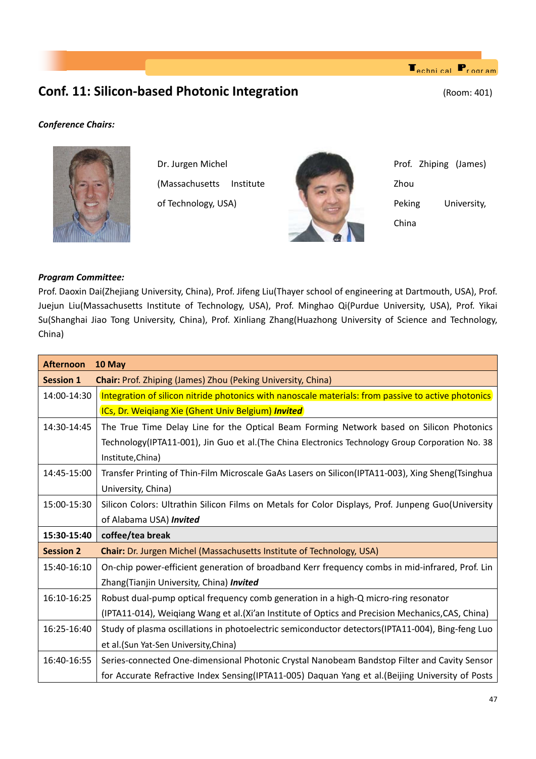# Conf. 11: Silicon-based Photonic Integration

(Room: 401)

***Conference Chairs:***

Dr. Jurgen Michel (Massachusetts Institute of Technology, USA)

Prof. Zhiping (James) Zhou Peking University, China

***Program Committee:***

Prof. Daoxin Dai(Zhejiang University, China), Prof. Jifeng Liu(Thayer school of engineering at Dartmouth, USA), Prof. Juejun Liu(Massachusetts Institute of Technology, USA), Prof. Minghao Qi(Purdue University, USA), Prof. Yikai Su(Shanghai Jiao Tong University, China), Prof. Xinliang Zhang(Huazhong University of Science and Technology, China)

| **Afternoon** | **10 May** |
|---|---|
| **Session 1** | **Chair:** Prof. Zhiping (James) Zhou (Peking University, China) |
| 14:00-14:30 | Integration of silicon nitride photonics with nanoscale materials: from passive to active photonics ICs, Dr. Weiqiang Xie (Ghent Univ Belgium) ***Invited*** |
| 14:30-14:45 | The True Time Delay Line for the Optical Beam Forming Network based on Silicon Photonics Technology(IPTA11-001), Jin Guo et al.(The China Electronics Technology Group Corporation No. 38 Institute,China) |
| 14:45-15:00 | Transfer Printing of Thin-Film Microscale GaAs Lasers on Silicon(IPTA11-003), Xing Sheng(Tsinghua University, China) |
| 15:00-15:30 | Silicon Colors: Ultrathin Silicon Films on Metals for Color Displays, Prof. Junpeng Guo(University of Alabama USA) ***Invited*** |
| **15:30-15:40** | **coffee/tea break** |
| **Session 2** | **Chair:** Dr. Jurgen Michel (Massachusetts Institute of Technology, USA) |
| 15:40-16:10 | On-chip power-efficient generation of broadband Kerr frequency combs in mid-infrared, Prof. Lin Zhang(Tianjin University, China) ***Invited*** |
| 16:10-16:25 | Robust dual-pump optical frequency comb generation in a high-Q micro-ring resonator (IPTA11-014), Weiqiang Wang et al.(Xi'an Institute of Optics and Precision Mechanics,CAS, China) |
| 16:25-16:40 | Study of plasma oscillations in photoelectric semiconductor detectors(IPTA11-004), Bing-feng Luo et al.(Sun Yat-Sen University,China) |
| 16:40-16:55 | Series-connected One-dimensional Photonic Crystal Nanobeam Bandstop Filter and Cavity Sensor for Accurate Refractive Index Sensing(IPTA11-005) Daquan Yang et al.(Beijing University of Posts |